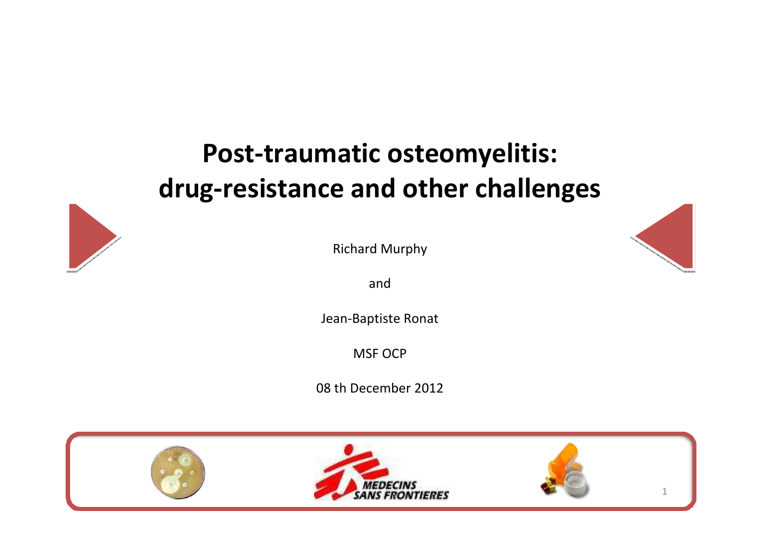# Post-traumatic osteomyelitis: drug-resistance and other challenges

Richard Murphy

and

Jean-Baptiste Ronat

MSF OCP

08 th December 2012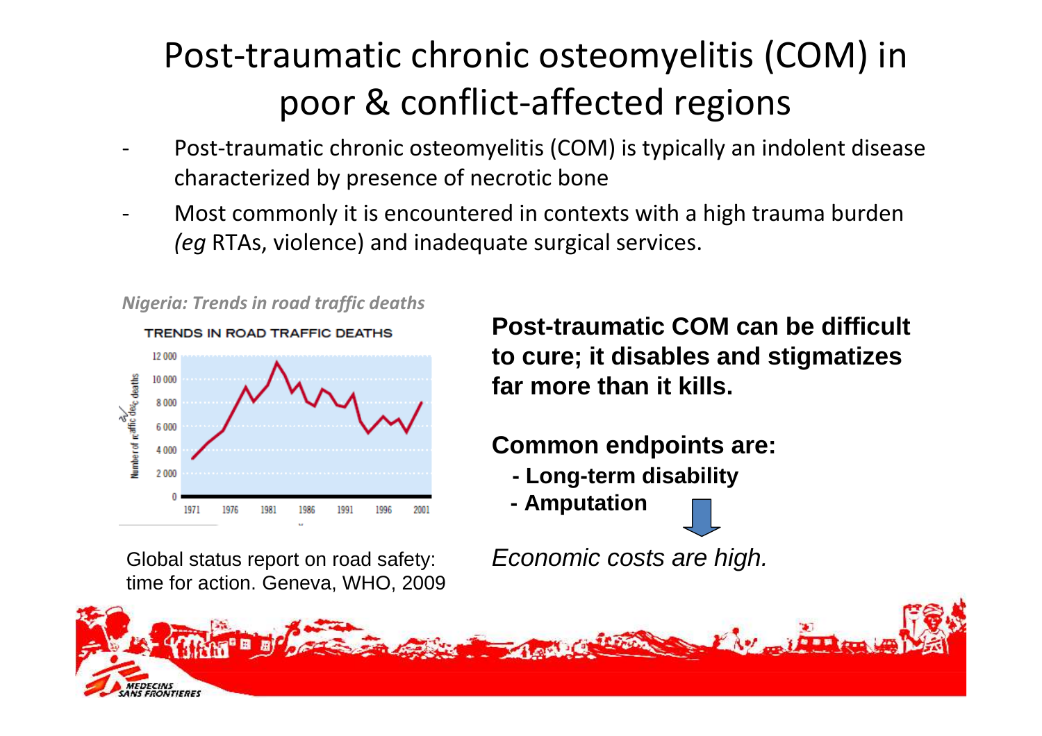# Post-traumatic chronic osteomyelitis (COM) in poor & conflict-affected regions

- Post-traumatic chronic osteomyelitis (COM) is typically an indolent disease characterized by presence of necrotic bone
- Most commonly it is encountered in contexts with a high trauma burden *(eg* RTAs, violence) and inadequate surgical services.

***Nigeria: Trends in road traffic deaths***

TRENDS IN ROAD TRAFFIC DEATHS

Global status report on road safety: time for action. Geneva, WHO, 2009

**Post-traumatic COM can be difficult to cure; it disables and stigmatizes far more than it kills.**

**Common endpoints are:**

- **Long-term disability**
- **Amputation**

*Economic costs are high.*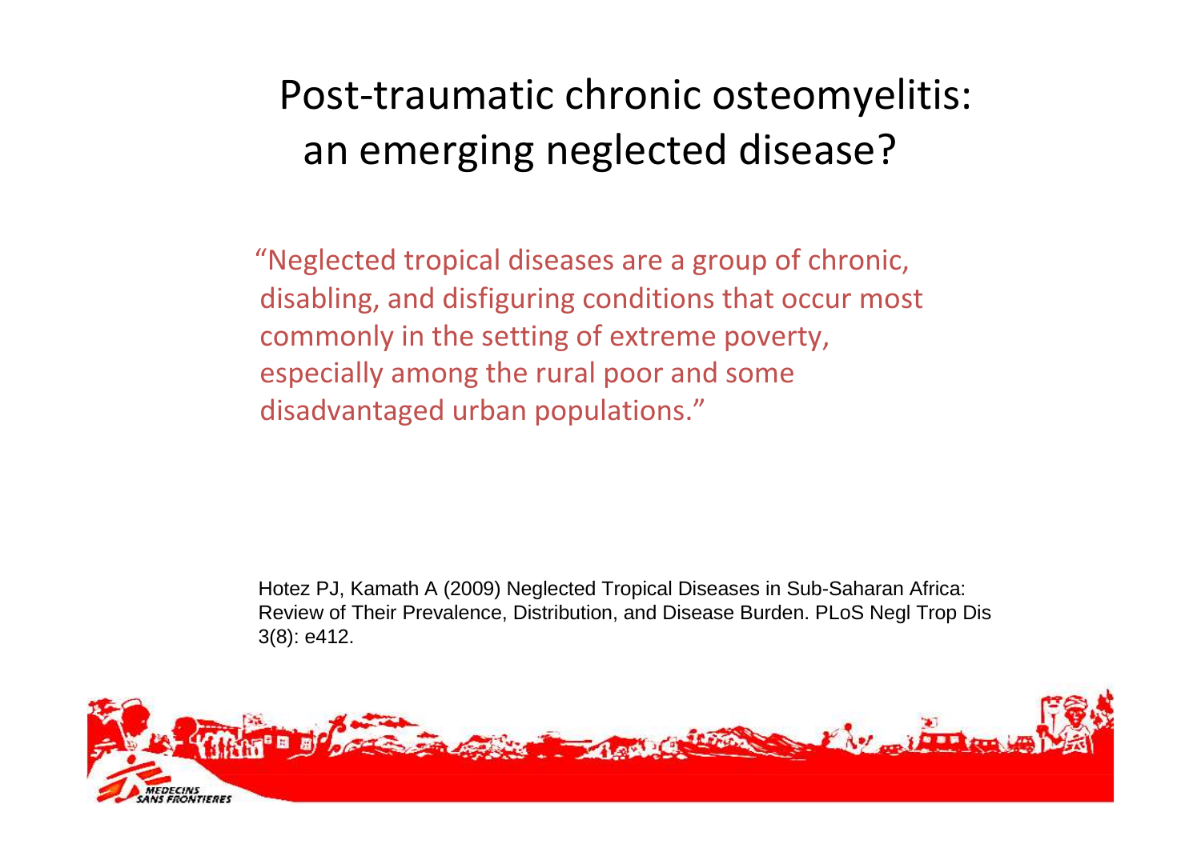# Post-traumatic chronic osteomyelitis: an emerging neglected disease?

"Neglected tropical diseases are a group of chronic, disabling, and disfiguring conditions that occur most commonly in the setting of extreme poverty, especially among the rural poor and some disadvantaged urban populations."

Hotez PJ, Kamath A (2009) Neglected Tropical Diseases in Sub-Saharan Africa: Review of Their Prevalence, Distribution, and Disease Burden. PLoS Negl Trop Dis 3(8): e412.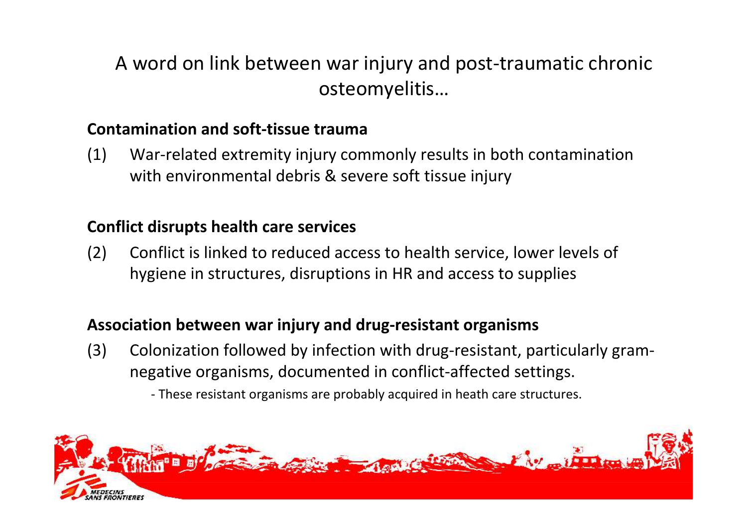# A word on link between war injury and post-traumatic chronic osteomyelitis…

**Contamination and soft-tissue trauma**

(1) War-related extremity injury commonly results in both contamination with environmental debris & severe soft tissue injury

**Conflict disrupts health care services**

(2) Conflict is linked to reduced access to health service, lower levels of hygiene in structures, disruptions in HR and access to supplies

**Association between war injury and drug-resistant organisms**

(3) Colonization followed by infection with drug-resistant, particularly gram-negative organisms, documented in conflict-affected settings.

- These resistant organisms are probably acquired in heath care structures.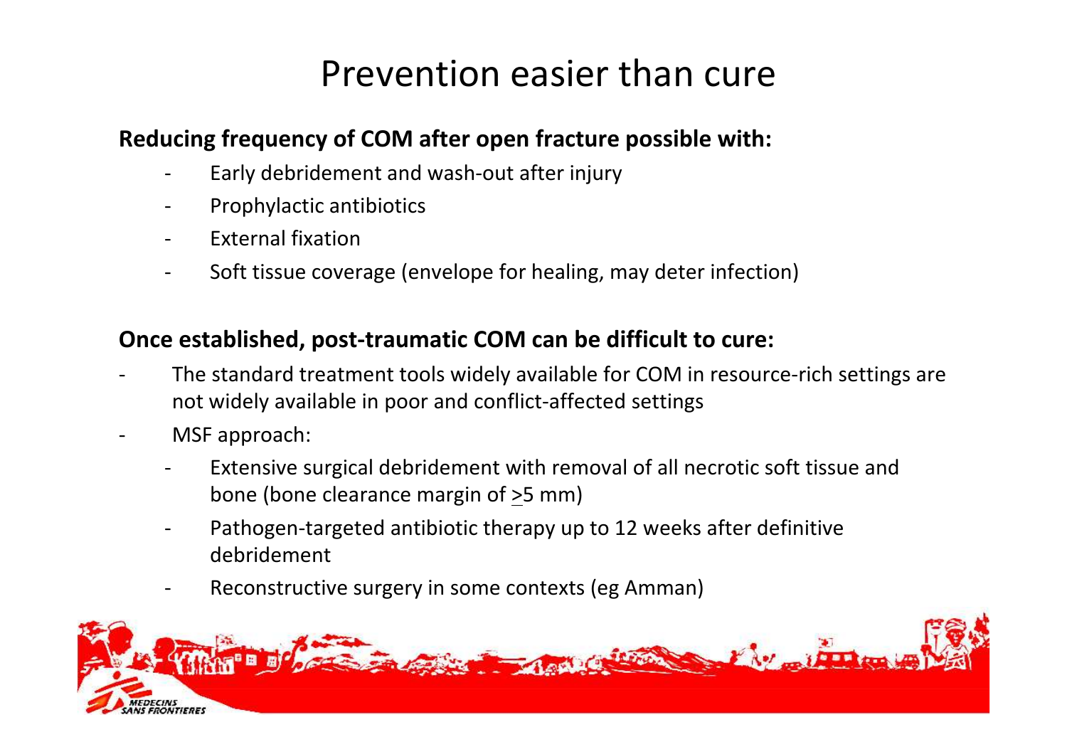# Prevention easier than cure

**Reducing frequency of COM after open fracture possible with:**

- Early debridement and wash-out after injury
- Prophylactic antibiotics
- External fixation
- Soft tissue coverage (envelope for healing, may deter infection)

**Once established, post-traumatic COM can be difficult to cure:**

- The standard treatment tools widely available for COM in resource-rich settings are not widely available in poor and conflict-affected settings
- MSF approach:
  - Extensive surgical debridement with removal of all necrotic soft tissue and bone (bone clearance margin of ≥5 mm)
  - Pathogen-targeted antibiotic therapy up to 12 weeks after definitive debridement
  - Reconstructive surgery in some contexts (eg Amman)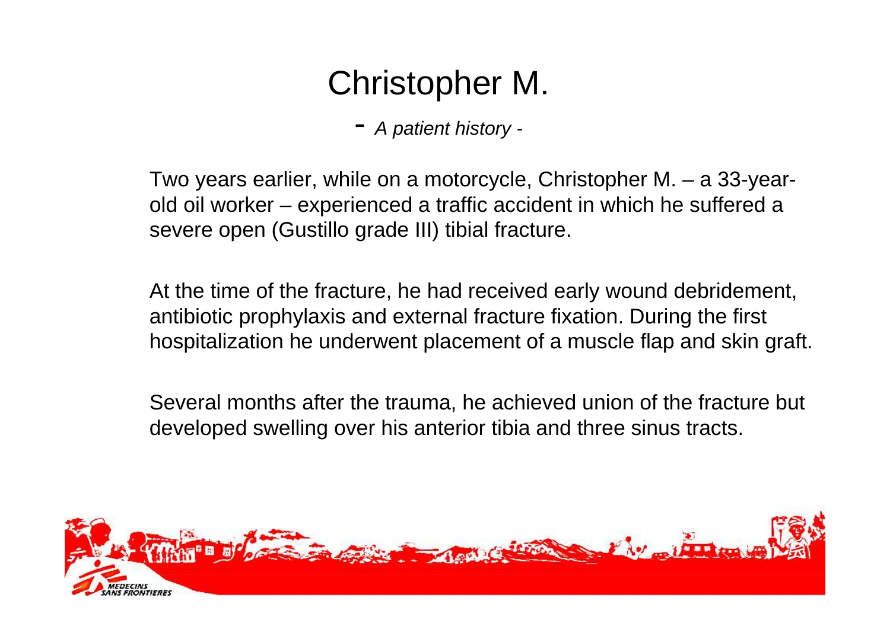# Christopher M.

*- A patient history -*

Two years earlier, while on a motorcycle, Christopher M. – a 33-year-old oil worker – experienced a traffic accident in which he suffered a severe open (Gustillo grade III) tibial fracture.

At the time of the fracture, he had received early wound debridement, antibiotic prophylaxis and external fracture fixation. During the first hospitalization he underwent placement of a muscle flap and skin graft.

Several months after the trauma, he achieved union of the fracture but developed swelling over his anterior tibia and three sinus tracts.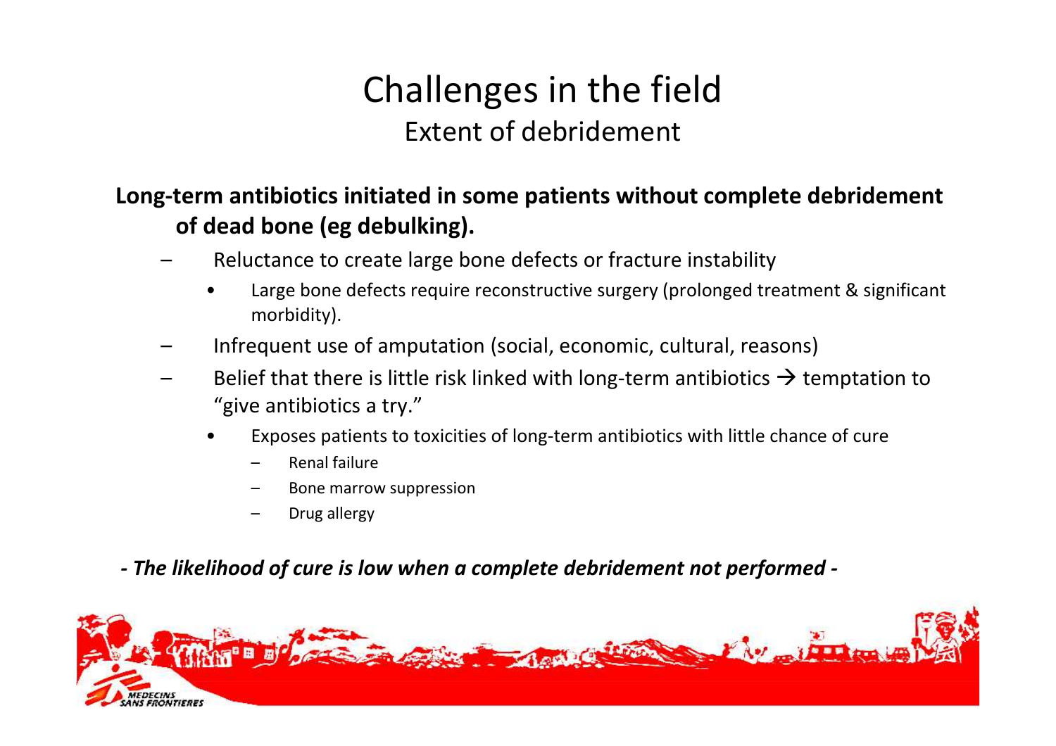# Challenges in the field

## Extent of debridement

**Long-term antibiotics initiated in some patients without complete debridement of dead bone (eg debulking).**

- Reluctance to create large bone defects or fracture instability
  - Large bone defects require reconstructive surgery (prolonged treatment & significant morbidity).
- Infrequent use of amputation (social, economic, cultural, reasons)
- Belief that there is little risk linked with long-term antibiotics → temptation to "give antibiotics a try."
  - Exposes patients to toxicities of long-term antibiotics with little chance of cure
    - Renal failure
    - Bone marrow suppression
    - Drug allergy

***- The likelihood of cure is low when a complete debridement not performed -***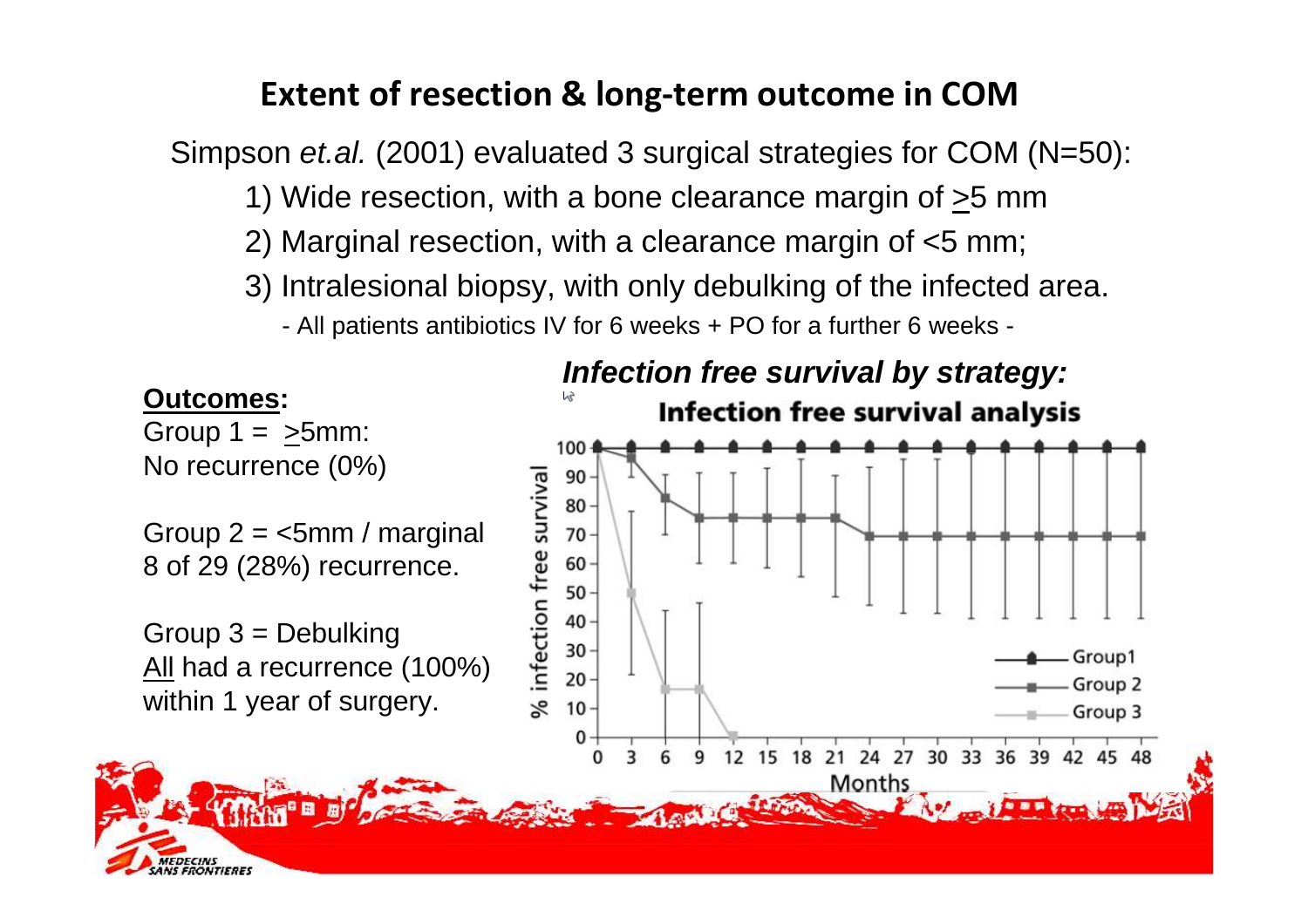# Extent of resection & long-term outcome in COM

Simpson *et.al.* (2001) evaluated 3 surgical strategies for COM (N=50):

1) Wide resection, with a bone clearance margin of ≥5 mm
2) Marginal resection, with a clearance margin of <5 mm;
3) Intralesional biopsy, with only debulking of the infected area.

- All patients antibiotics IV for 6 weeks + PO for a further 6 weeks -

**Outcomes:**

Group 1 = ≥5mm:
No recurrence (0%)

Group 2 = <5mm / marginal
8 of 29 (28%) recurrence.

Group 3 = Debulking
All had a recurrence (100%) within 1 year of surgery.

***Infection free survival by strategy:***

**Infection free survival analysis**

% infection free survival (0–100) vs Months (0–48); Group1, Group 2, Group 3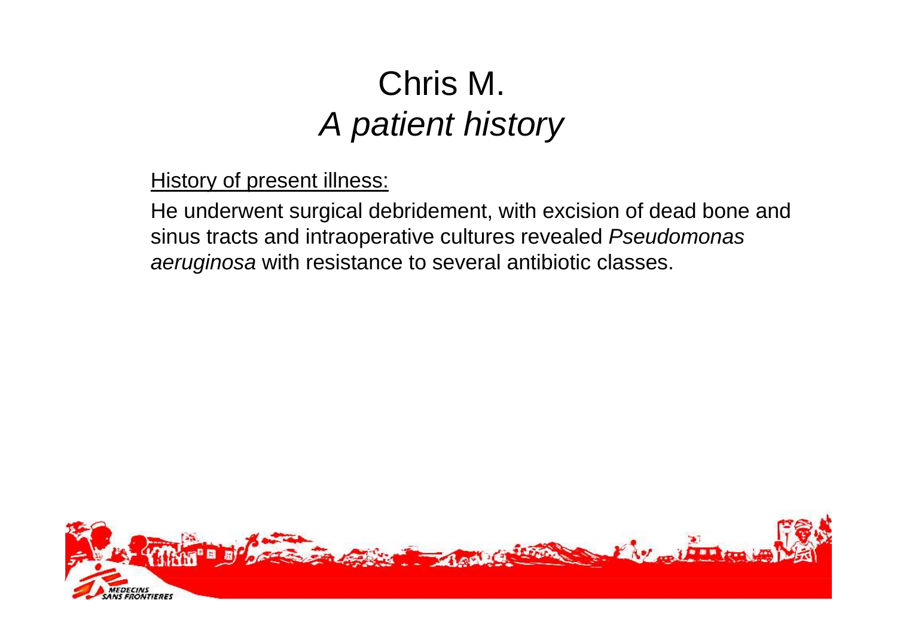# Chris M.
## *A patient history*

History of present illness:

He underwent surgical debridement, with excision of dead bone and sinus tracts and intraoperative cultures revealed *Pseudomonas aeruginosa* with resistance to several antibiotic classes.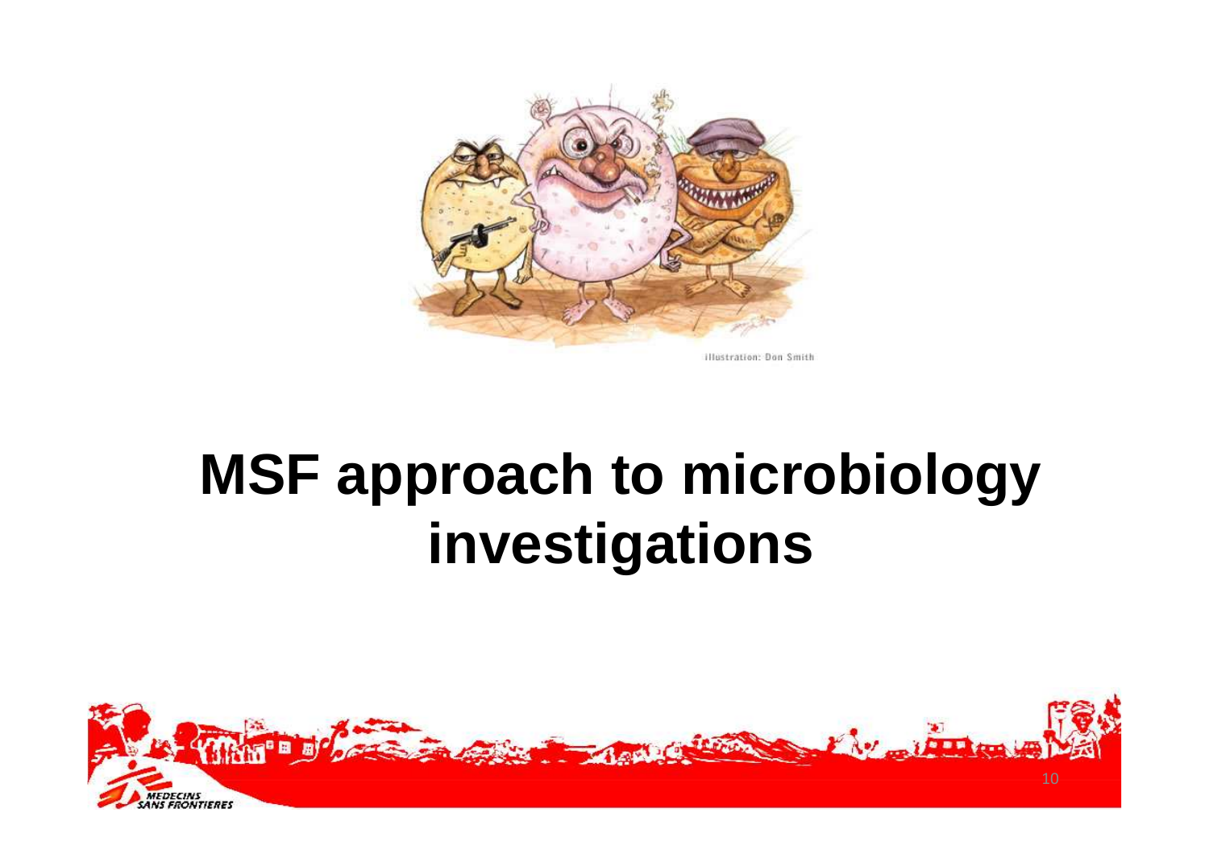illustration: Don Smith

# MSF approach to microbiology investigations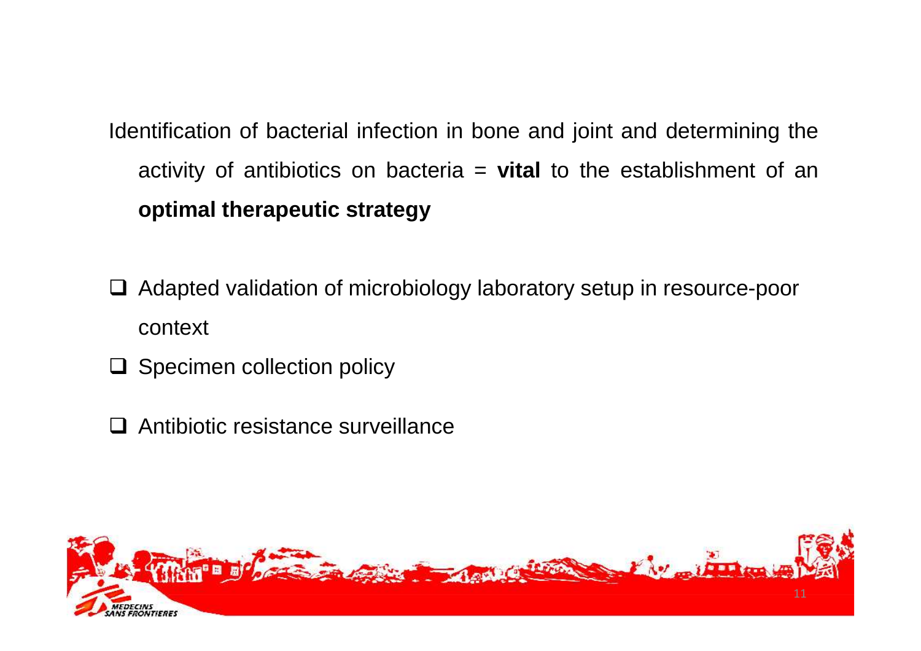Identification of bacterial infection in bone and joint and determining the activity of antibiotics on bacteria = **vital** to the establishment of an **optimal therapeutic strategy**

- Adapted validation of microbiology laboratory setup in resource-poor context
- Specimen collection policy
- Antibiotic resistance surveillance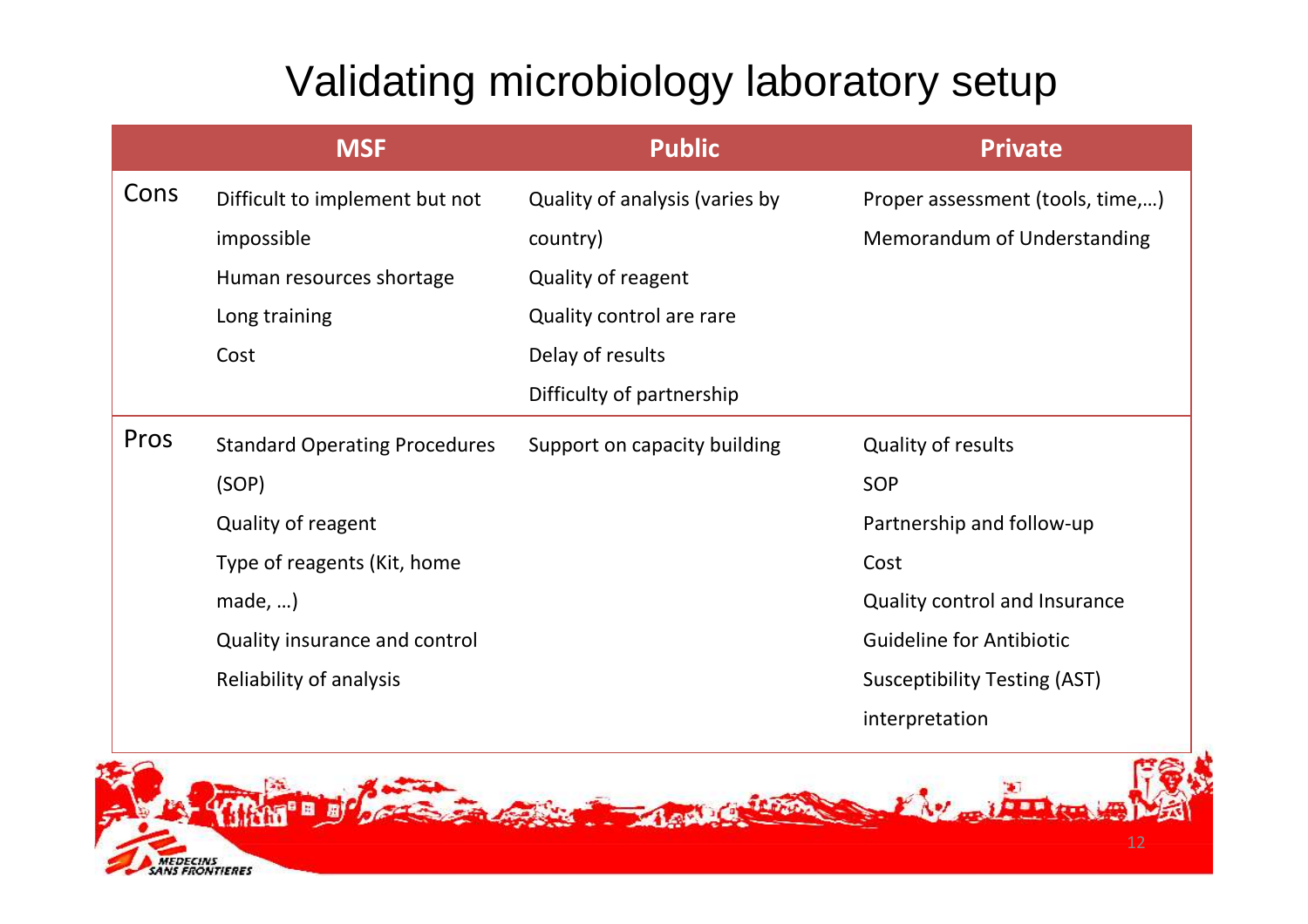# Validating microbiology laboratory setup

| | MSF | Public | Private |
|---|---|---|---|
| Cons | Difficult to implement but not impossible<br>Human resources shortage<br>Long training<br>Cost | Quality of analysis (varies by country)<br>Quality of reagent<br>Quality control are rare<br>Delay of results<br>Difficulty of partnership | Proper assessment (tools, time,…)<br>Memorandum of Understanding |
| Pros | Standard Operating Procedures (SOP)<br>Quality of reagent<br>Type of reagents (Kit, home made, …)<br>Quality insurance and control<br>Reliability of analysis | Support on capacity building | Quality of results<br>SOP<br>Partnership and follow-up<br>Cost<br>Quality control and Insurance<br>Guideline for Antibiotic Susceptibility Testing (AST) interpretation |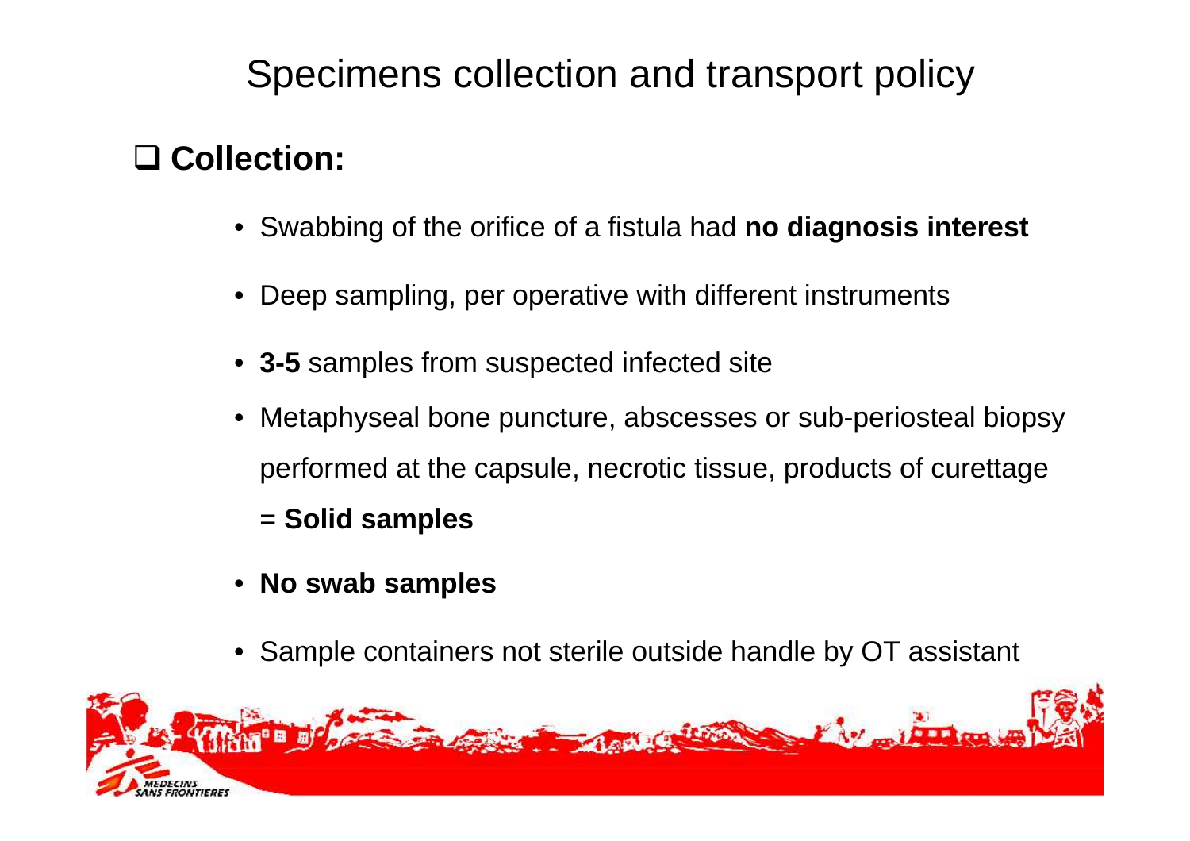# Specimens collection and transport policy

## Collection:

- Swabbing of the orifice of a fistula had **no diagnosis interest**
- Deep sampling, per operative with different instruments
- **3-5** samples from suspected infected site
- Metaphyseal bone puncture, abscesses or sub-periosteal biopsy performed at the capsule, necrotic tissue, products of curettage = **Solid samples**
- **No swab samples**
- Sample containers not sterile outside handle by OT assistant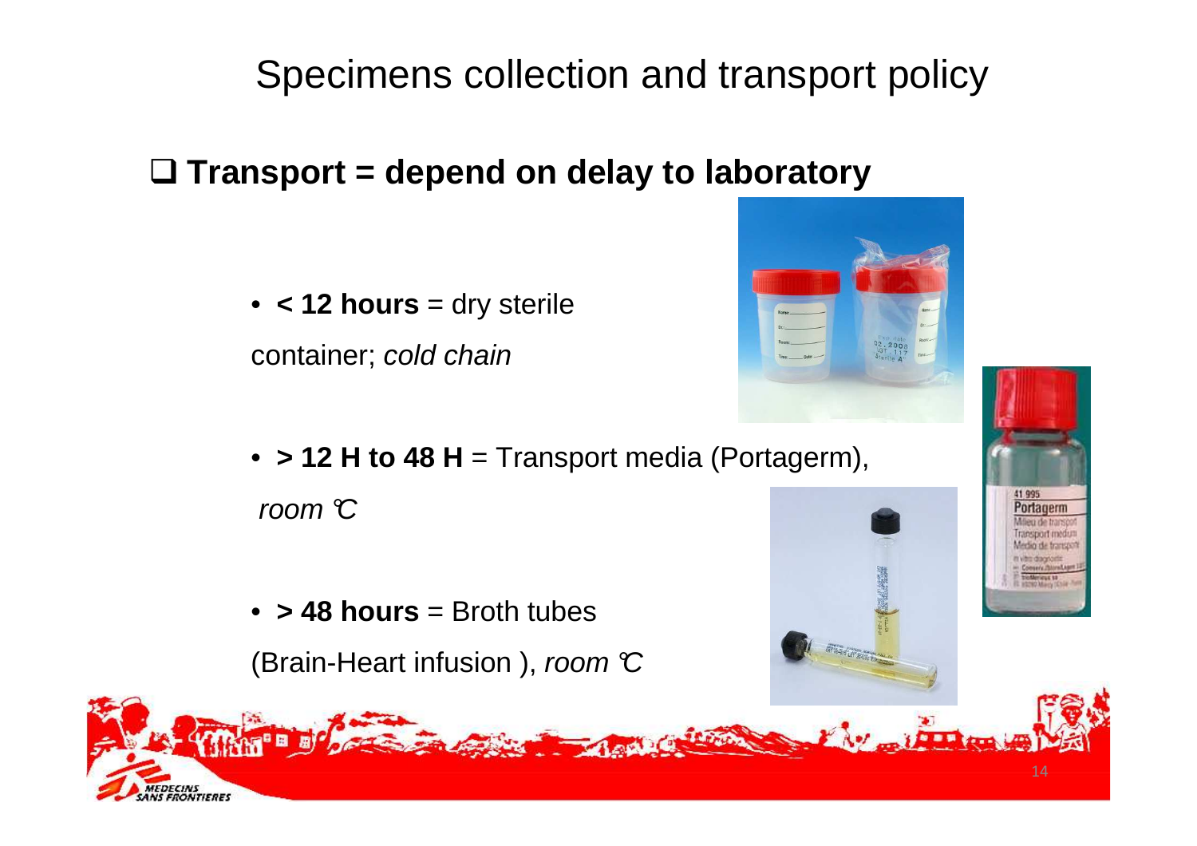# Specimens collection and transport policy

## Transport = depend on delay to laboratory

- **< 12 hours** = dry sterile container; *cold chain*
- **> 12 H to 48 H** = Transport media (Portagerm), *room °C*
- **> 48 hours** = Broth tubes (Brain-Heart infusion ), *room °C*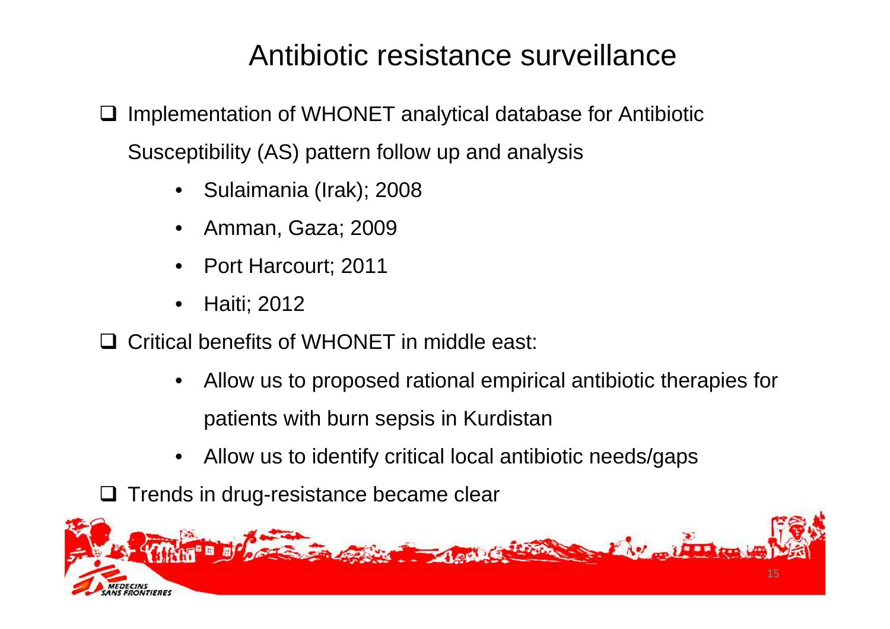# Antibiotic resistance surveillance

- Implementation of WHONET analytical database for Antibiotic Susceptibility (AS) pattern follow up and analysis
  - Sulaimania (Irak); 2008
  - Amman, Gaza; 2009
  - Port Harcourt; 2011
  - Haiti; 2012
- Critical benefits of WHONET in middle east:
  - Allow us to proposed rational empirical antibiotic therapies for patients with burn sepsis in Kurdistan
  - Allow us to identify critical local antibiotic needs/gaps
- Trends in drug-resistance became clear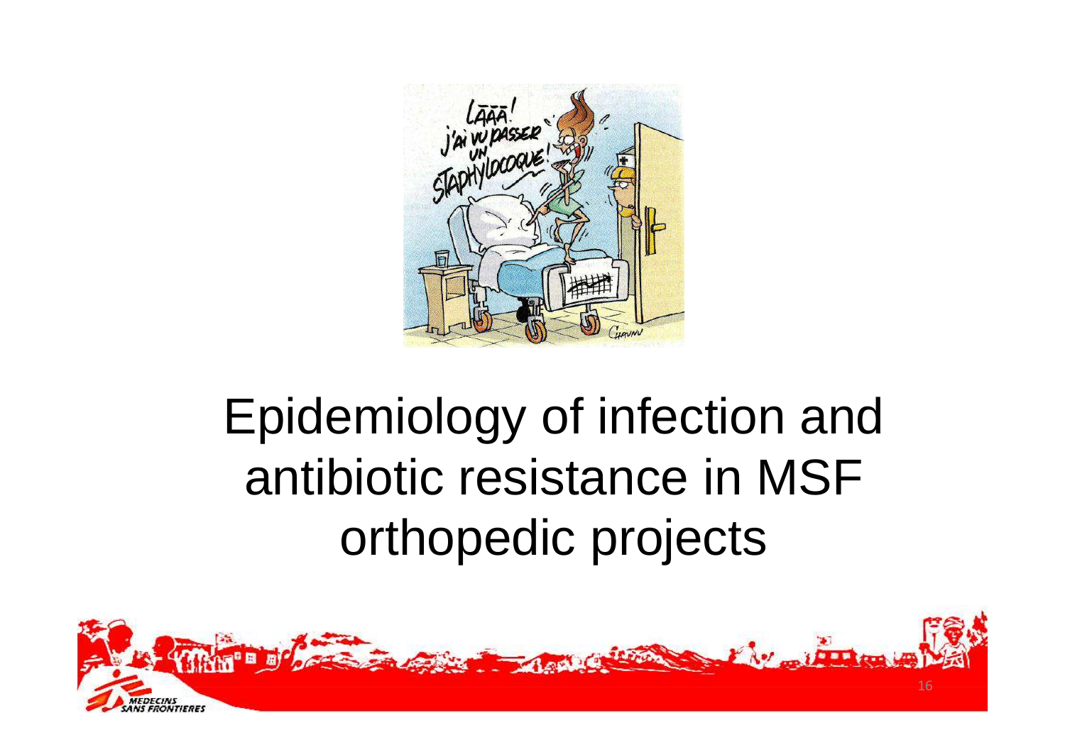# Epidemiology of infection and antibiotic resistance in MSF orthopedic projects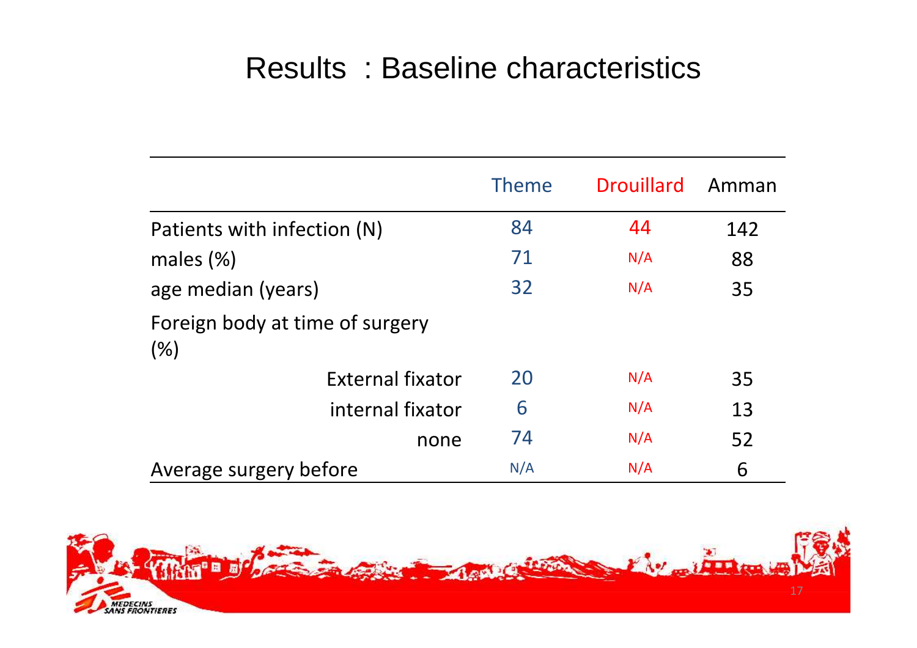# Results : Baseline characteristics

| | Theme | Drouillard | Amman |
|---|---|---|---|
| Patients with infection (N) | 84 | 44 | 142 |
| males (%) | 71 | N/A | 88 |
| age median (years) | 32 | N/A | 35 |
| Foreign body at time of surgery (%) | | | |
| External fixator | 20 | N/A | 35 |
| internal fixator | 6 | N/A | 13 |
| none | 74 | N/A | 52 |
| Average surgery before | N/A | N/A | 6 |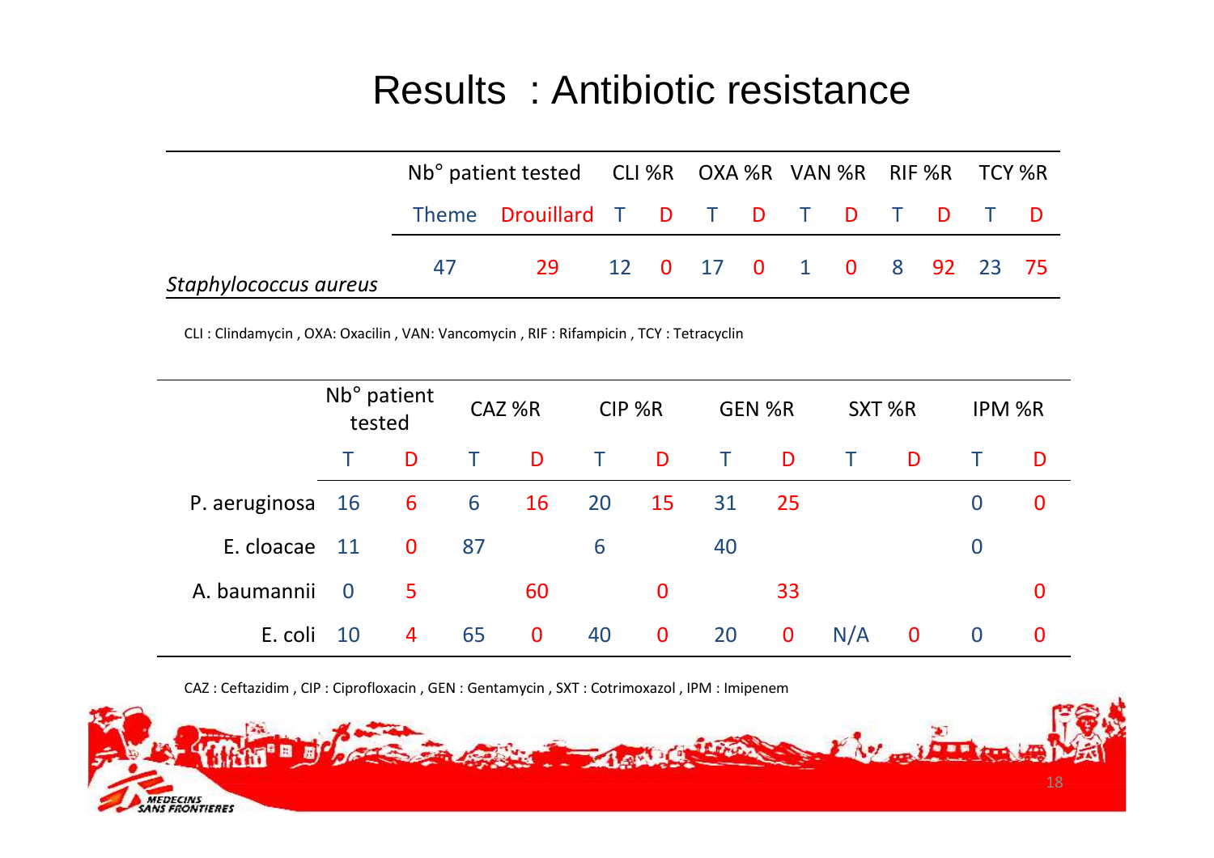# Results : Antibiotic resistance

| | Nb° patient tested | | CLI %R | | OXA %R | | VAN %R | | RIF %R | | TCY %R | |
|---|---|---|---|---|---|---|---|---|---|---|---|---|
| | Theme | Drouillard | T | D | T | D | T | D | T | D | T | D |
| *Staphylococcus aureus* | 47 | 29 | 12 | 0 | 17 | 0 | 1 | 0 | 8 | 92 | 23 | 75 |

CLI : Clindamycin , OXA: Oxacilin , VAN: Vancomycin , RIF : Rifampicin , TCY : Tetracyclin

| | Nb° patient tested | | CAZ %R | | CIP %R | | GEN %R | | SXT %R | | IPM %R | |
|---|---|---|---|---|---|---|---|---|---|---|---|---|
| | T | D | T | D | T | D | T | D | T | D | T | D |
| P. aeruginosa | 16 | 6 | 6 | 16 | 20 | 15 | 31 | 25 | | | 0 | 0 |
| E. cloacae | 11 | 0 | 87 | | 6 | | 40 | | | | 0 | |
| A. baumannii | 0 | 5 | | 60 | | 0 | | 33 | | | | 0 |
| E. coli | 10 | 4 | 65 | 0 | 40 | 0 | 20 | 0 | N/A | 0 | 0 | 0 |

CAZ : Ceftazidim , CIP : Ciprofloxacin , GEN : Gentamycin , SXT : Cotrimoxazol , IPM : Imipenem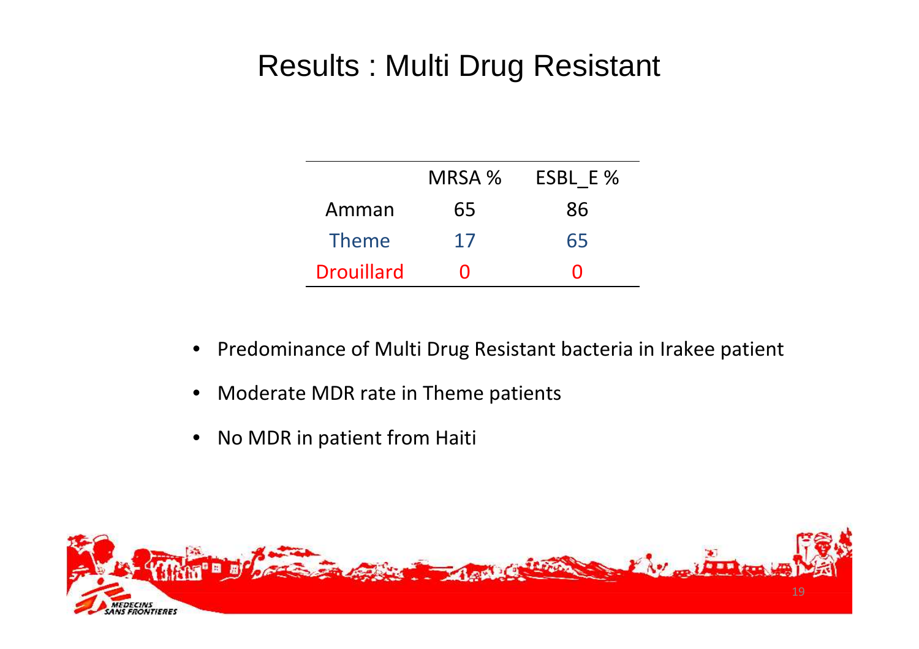# Results : Multi Drug Resistant

| | MRSA % | ESBL_E % |
|---|---|---|
| Amman | 65 | 86 |
| Theme | 17 | 65 |
| Drouillard | 0 | 0 |

- Predominance of Multi Drug Resistant bacteria in Irakee patient
- Moderate MDR rate in Theme patients
- No MDR in patient from Haiti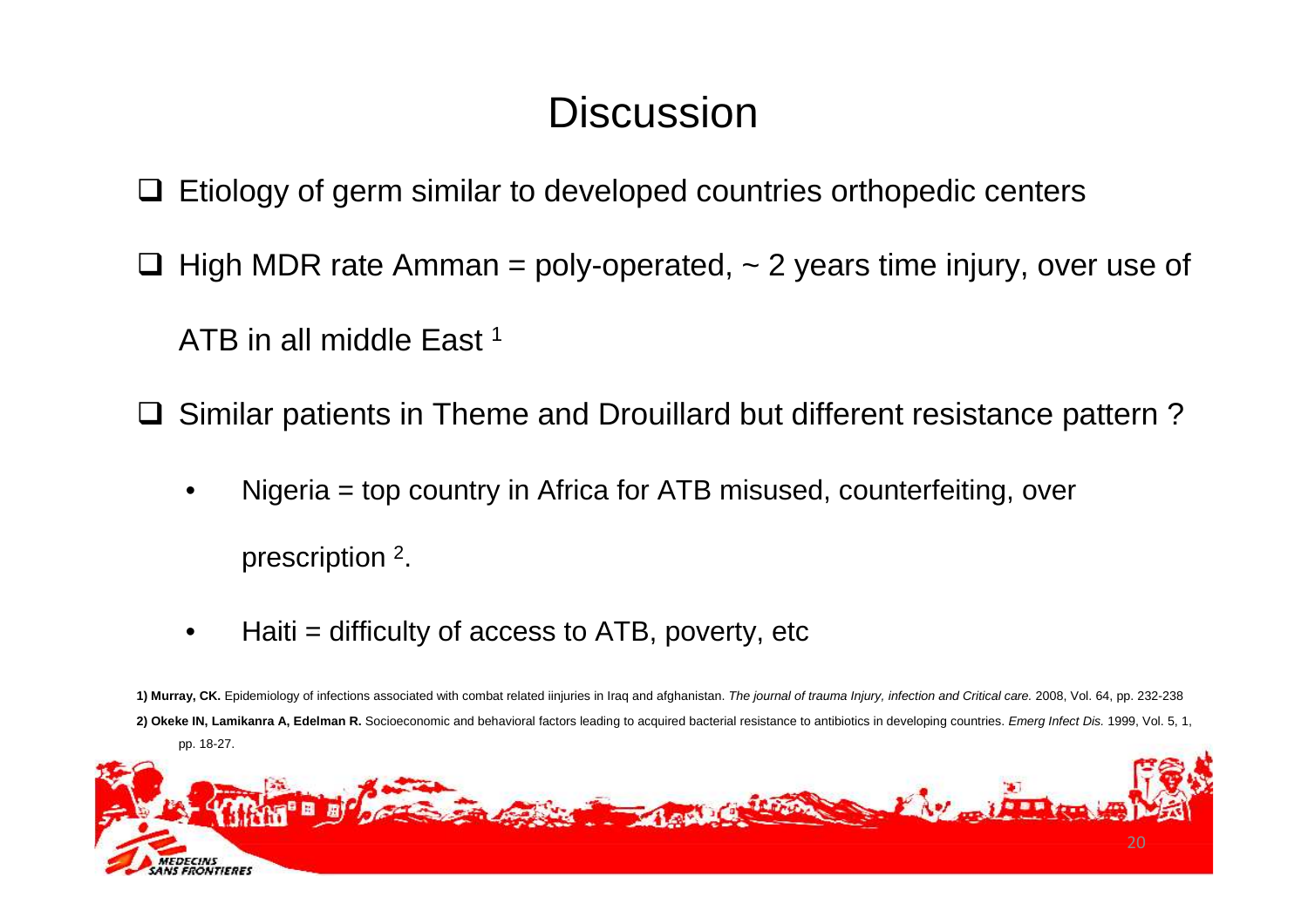# Discussion

- Etiology of germ similar to developed countries orthopedic centers
- High MDR rate Amman = poly-operated, ~ 2 years time injury, over use of ATB in all middle East [1]
- Similar patients in Theme and Drouillard but different resistance pattern ?
  - Nigeria = top country in Africa for ATB misused, counterfeiting, over prescription [2].
  - Haiti = difficulty of access to ATB, poverty, etc

**1) Murray, CK.** Epidemiology of infections associated with combat related iinjuries in Iraq and afghanistan. *The journal of trauma Injury, infection and Critical care.* 2008, Vol. 64, pp. 232-238

**2) Okeke IN, Lamikanra A, Edelman R.** Socioeconomic and behavioral factors leading to acquired bacterial resistance to antibiotics in developing countries. *Emerg Infect Dis.* 1999, Vol. 5, 1, pp. 18-27.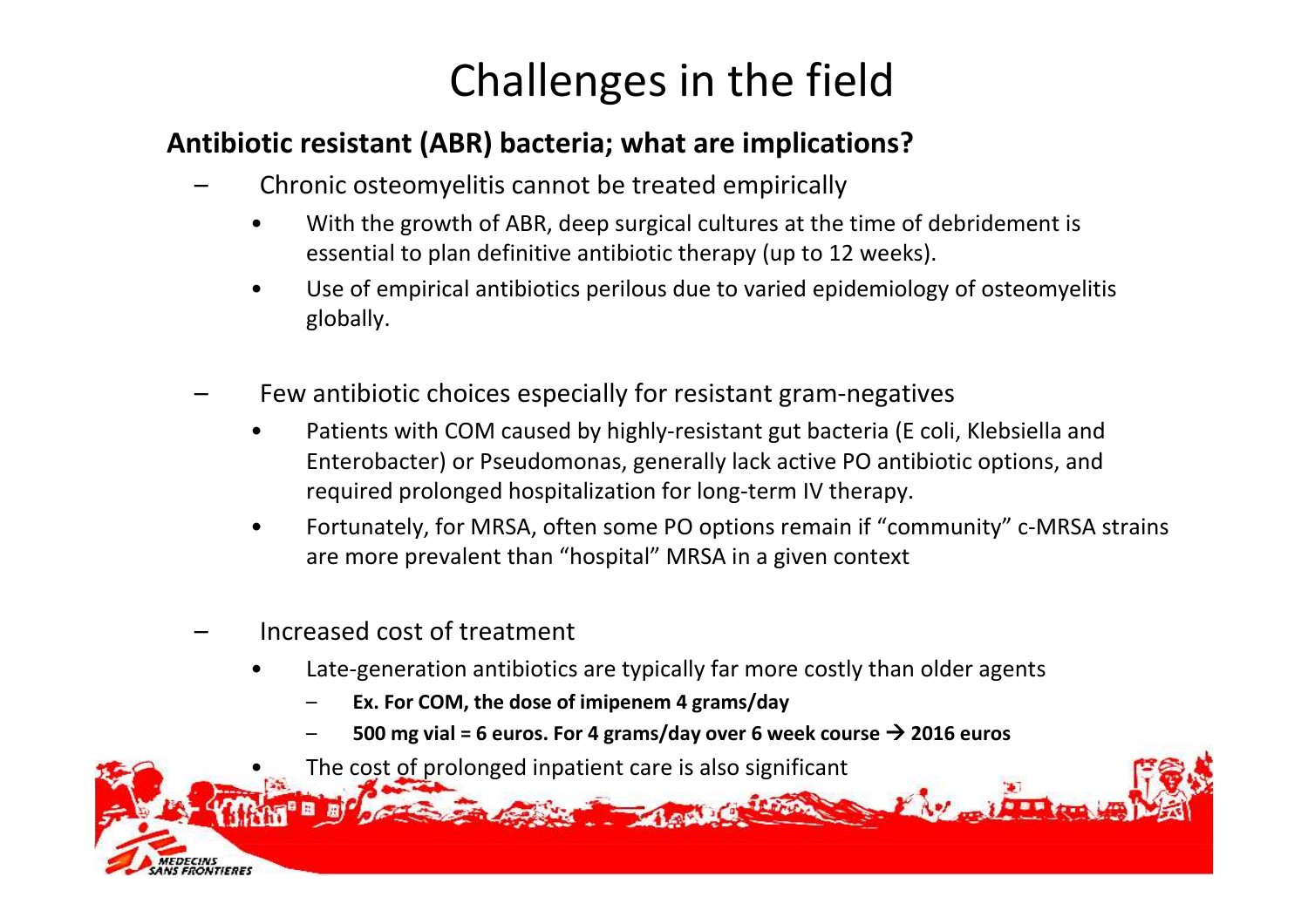# Challenges in the field

**Antibiotic resistant (ABR) bacteria; what are implications?**

- Chronic osteomyelitis cannot be treated empirically
  - With the growth of ABR, deep surgical cultures at the time of debridement is essential to plan definitive antibiotic therapy (up to 12 weeks).
  - Use of empirical antibiotics perilous due to varied epidemiology of osteomyelitis globally.

- Few antibiotic choices especially for resistant gram-negatives
  - Patients with COM caused by highly-resistant gut bacteria (E coli, Klebsiella and Enterobacter) or Pseudomonas, generally lack active PO antibiotic options, and required prolonged hospitalization for long-term IV therapy.
  - Fortunately, for MRSA, often some PO options remain if "community" c-MRSA strains are more prevalent than "hospital" MRSA in a given context

- Increased cost of treatment
  - Late-generation antibiotics are typically far more costly than older agents
    - **Ex. For COM, the dose of imipenem 4 grams/day**
    - **500 mg vial = 6 euros. For 4 grams/day over 6 week course → 2016 euros**
  - The cost of prolonged inpatient care is also significant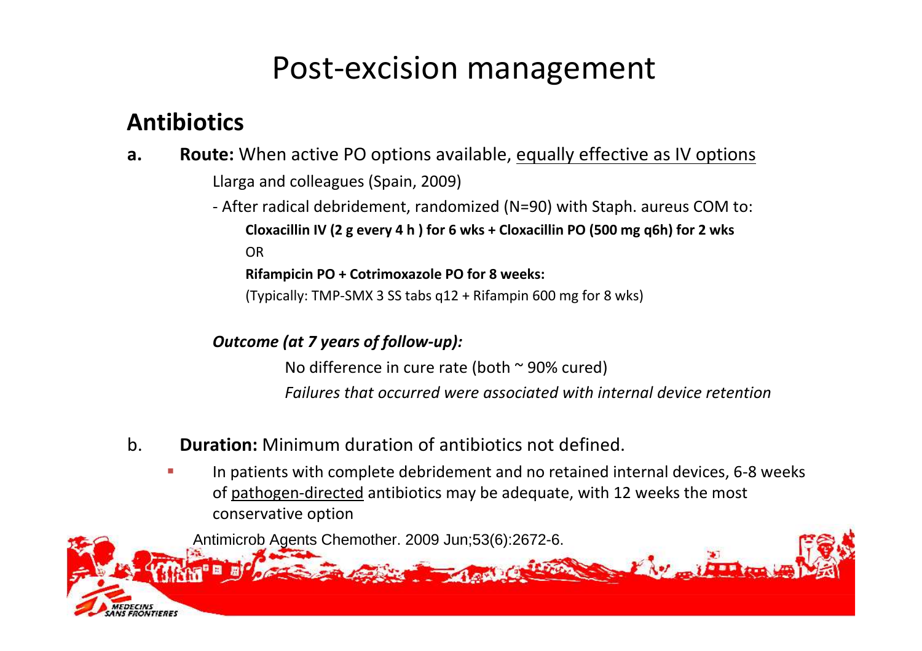# Post-excision management

## Antibiotics

**a. Route:** When active PO options available, equally effective as IV options

Llarga and colleagues (Spain, 2009)

- After radical debridement, randomized (N=90) with Staph. aureus COM to:

  **Cloxacillin IV (2 g every 4 h ) for 6 wks + Cloxacillin PO (500 mg q6h) for 2 wks**

  OR

  **Rifampicin PO + Cotrimoxazole PO for 8 weeks:**

  (Typically: TMP-SMX 3 SS tabs q12 + Rifampin 600 mg for 8 wks)

***Outcome (at 7 years of follow-up):***

No difference in cure rate (both ~ 90% cured)

*Failures that occurred were associated with internal device retention*

**b. Duration:** Minimum duration of antibiotics not defined.

- In patients with complete debridement and no retained internal devices, 6-8 weeks of pathogen-directed antibiotics may be adequate, with 12 weeks the most conservative option

Antimicrob Agents Chemother. 2009 Jun;53(6):2672-6.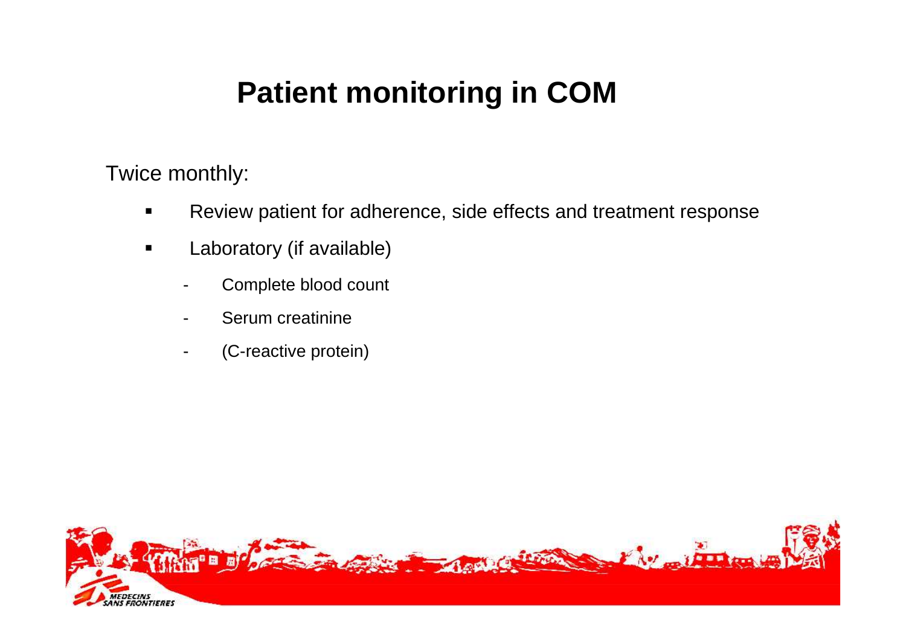# Patient monitoring in COM

Twice monthly:

- Review patient for adherence, side effects and treatment response
- Laboratory (if available)
  - Complete blood count
  - Serum creatinine
  - (C-reactive protein)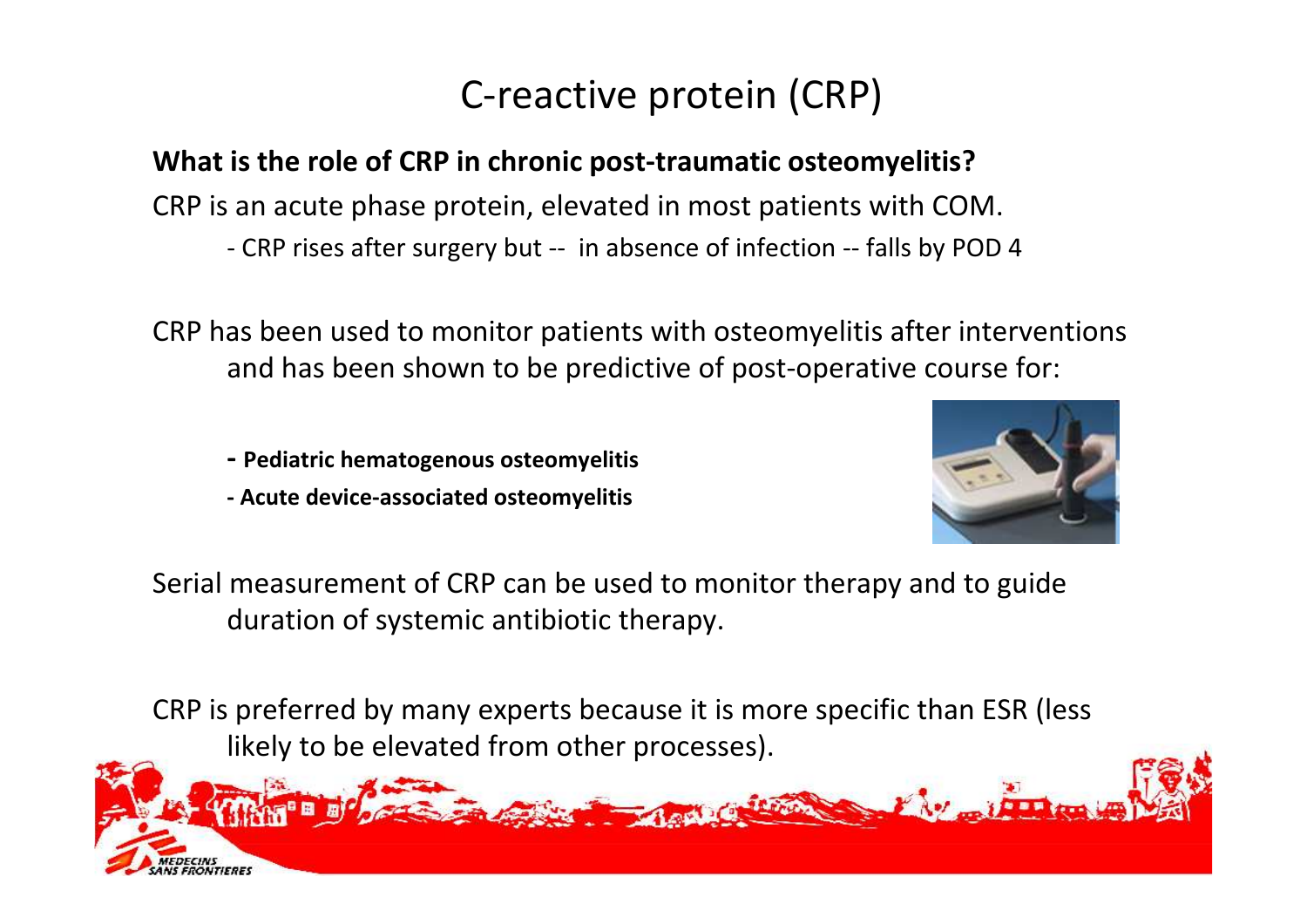# C-reactive protein (CRP)

**What is the role of CRP in chronic post-traumatic osteomyelitis?**

CRP is an acute phase protein, elevated in most patients with COM.

- CRP rises after surgery but -- in absence of infection -- falls by POD 4

CRP has been used to monitor patients with osteomyelitis after interventions and has been shown to be predictive of post-operative course for:

- **Pediatric hematogenous osteomyelitis**
- **Acute device-associated osteomyelitis**

Serial measurement of CRP can be used to monitor therapy and to guide duration of systemic antibiotic therapy.

CRP is preferred by many experts because it is more specific than ESR (less likely to be elevated from other processes).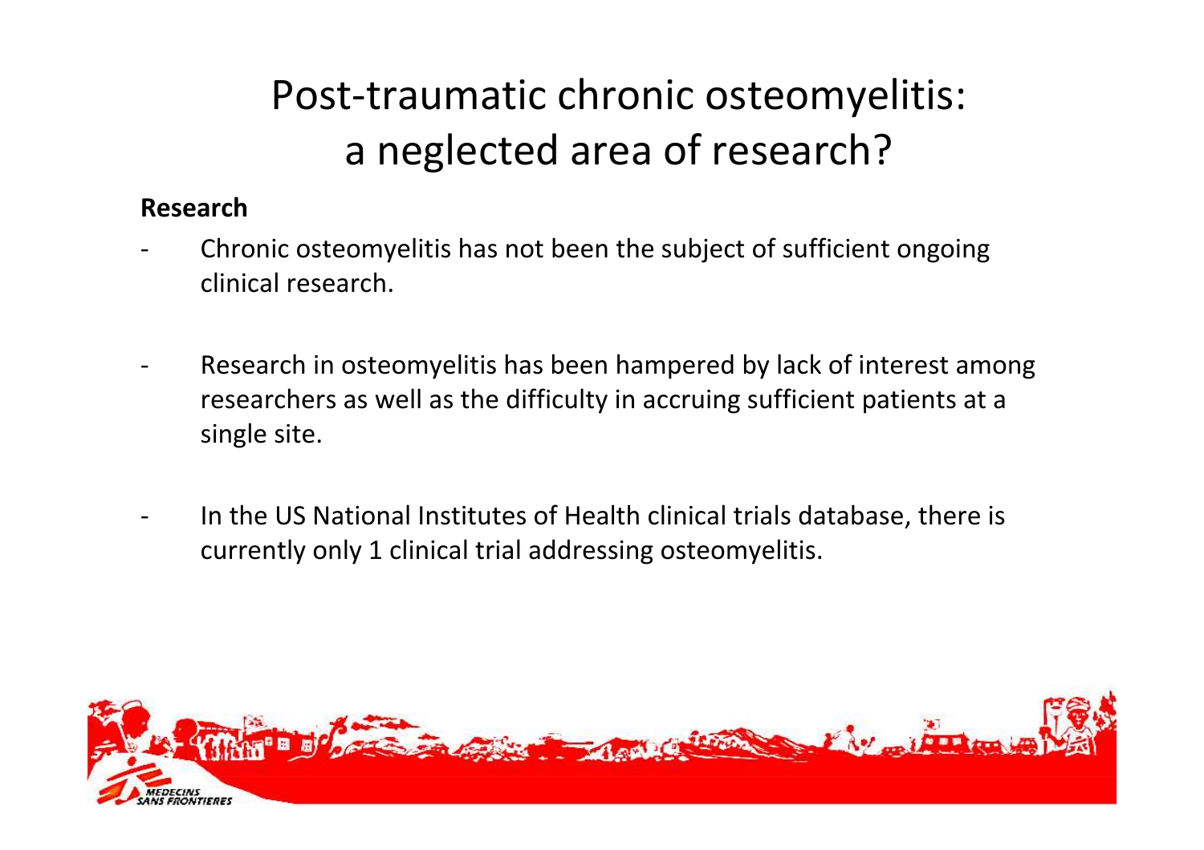# Post-traumatic chronic osteomyelitis: a neglected area of research?

**Research**

- Chronic osteomyelitis has not been the subject of sufficient ongoing clinical research.

- Research in osteomyelitis has been hampered by lack of interest among researchers as well as the difficulty in accruing sufficient patients at a single site.

- In the US National Institutes of Health clinical trials database, there is currently only 1 clinical trial addressing osteomyelitis.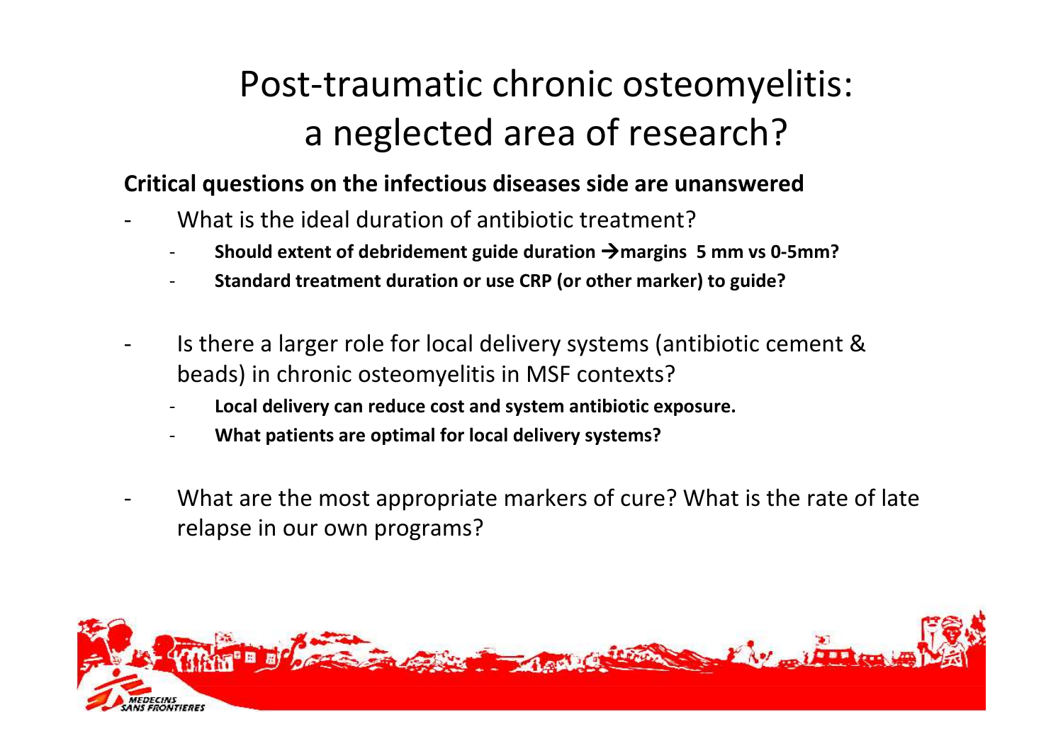# Post-traumatic chronic osteomyelitis: a neglected area of research?

**Critical questions on the infectious diseases side are unanswered**

- What is the ideal duration of antibiotic treatment?
  - **Should extent of debridement guide duration →margins 5 mm vs 0-5mm?**
  - **Standard treatment duration or use CRP (or other marker) to guide?**
- Is there a larger role for local delivery systems (antibiotic cement & beads) in chronic osteomyelitis in MSF contexts?
  - **Local delivery can reduce cost and system antibiotic exposure.**
  - **What patients are optimal for local delivery systems?**
- What are the most appropriate markers of cure? What is the rate of late relapse in our own programs?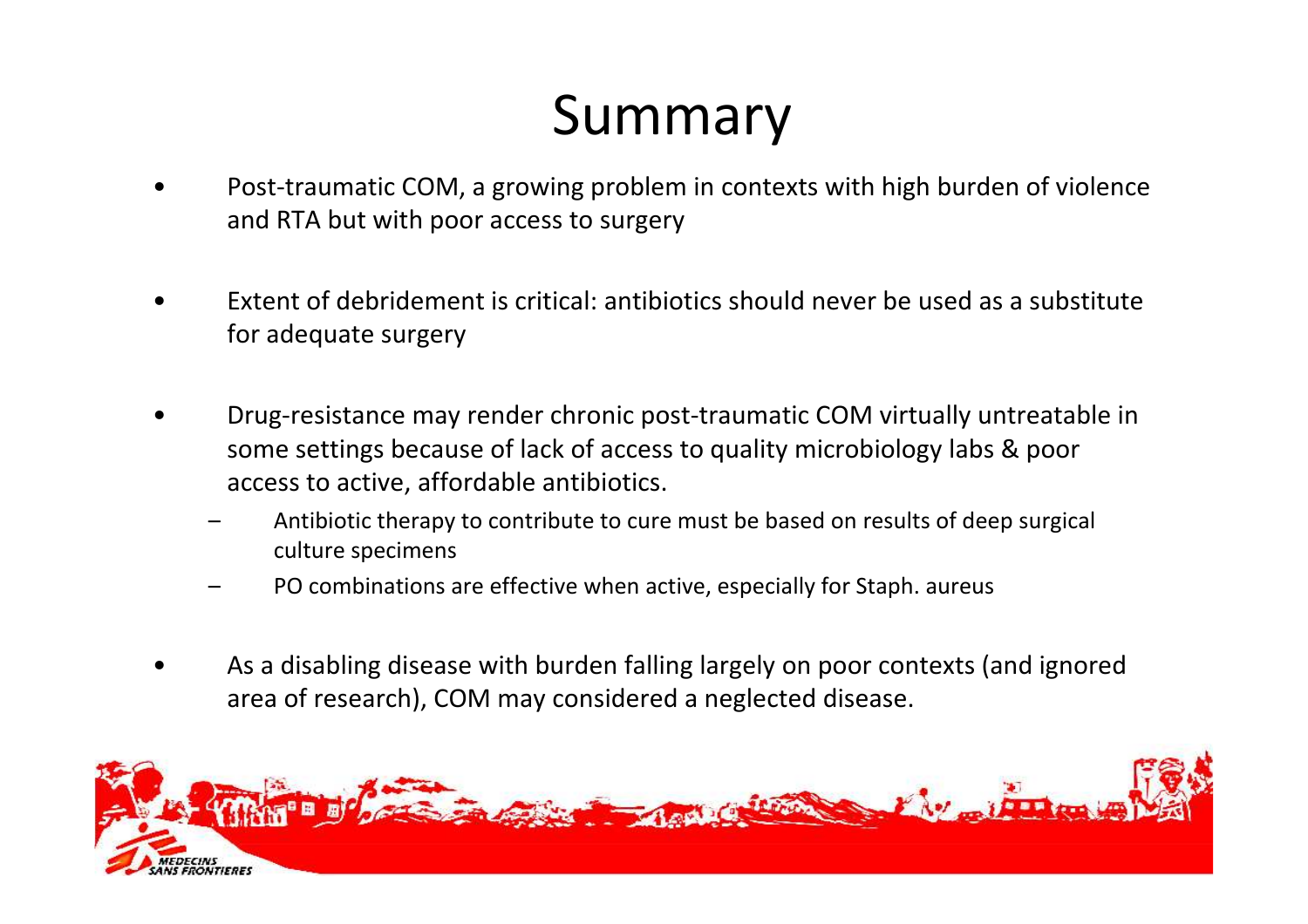# Summary

- Post-traumatic COM, a growing problem in contexts with high burden of violence and RTA but with poor access to surgery

- Extent of debridement is critical: antibiotics should never be used as a substitute for adequate surgery

- Drug-resistance may render chronic post-traumatic COM virtually untreatable in some settings because of lack of access to quality microbiology labs & poor access to active, affordable antibiotics.
  - Antibiotic therapy to contribute to cure must be based on results of deep surgical culture specimens
  - PO combinations are effective when active, especially for Staph. aureus

- As a disabling disease with burden falling largely on poor contexts (and ignored area of research), COM may considered a neglected disease.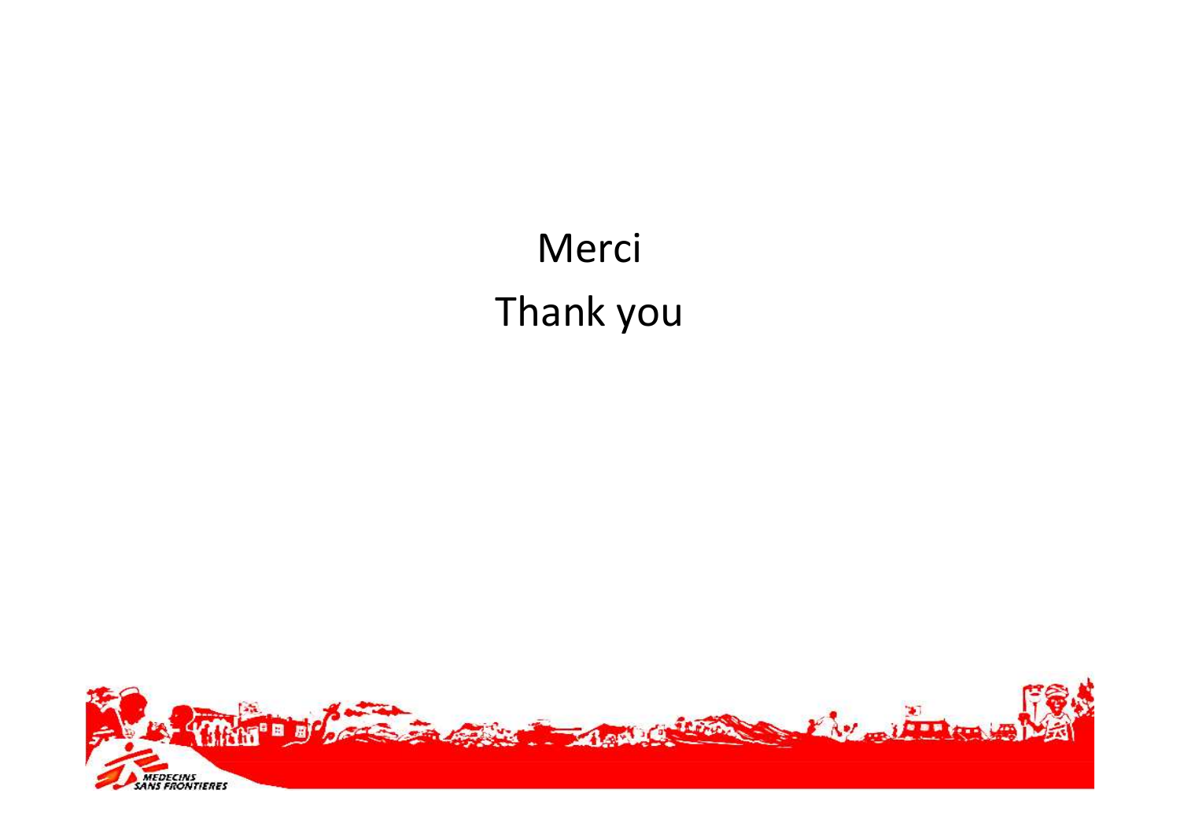Merci

Thank you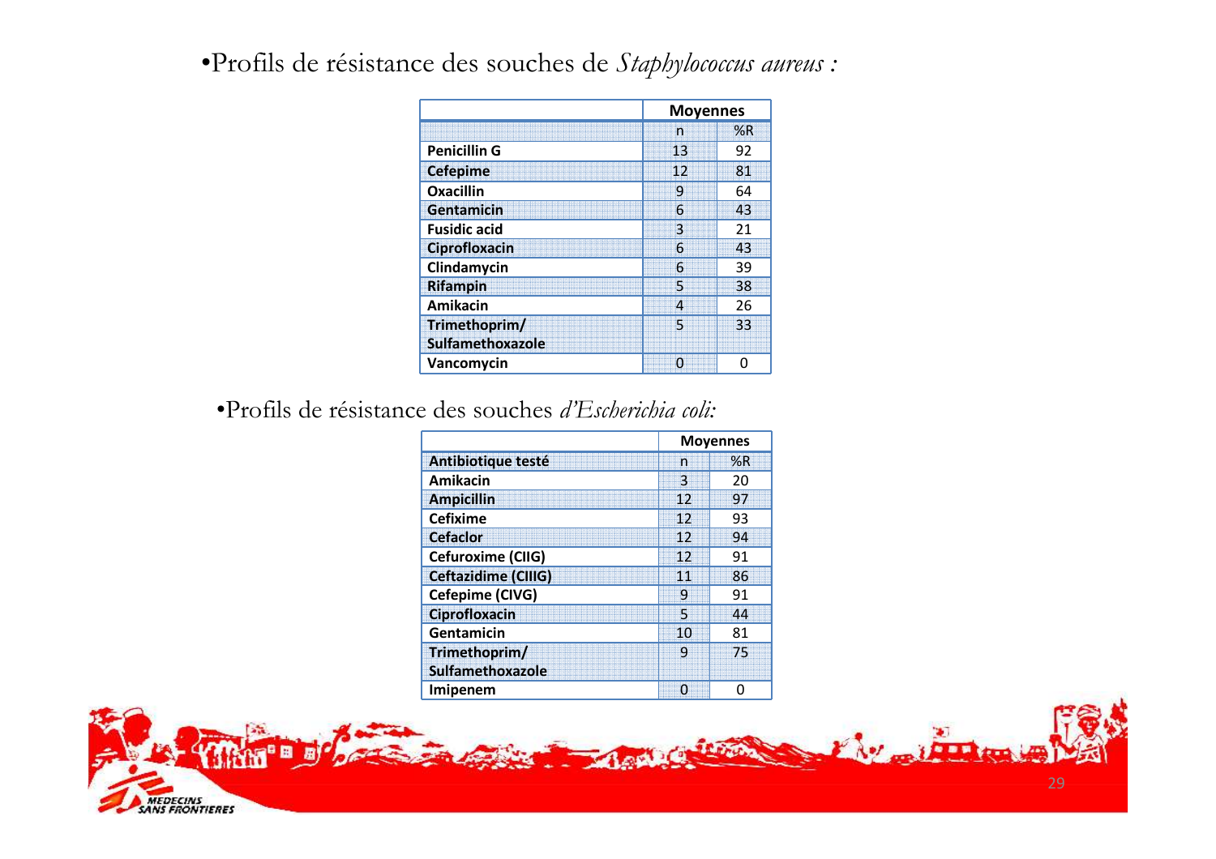- Profils de résistance des souches de *Staphylococcus aureus :*

| | Moyennes | |
|---|---|---|
| | n | %R |
| **Penicillin G** | 13 | 92 |
| **Cefepime** | 12 | 81 |
| **Oxacillin** | 9 | 64 |
| **Gentamicin** | 6 | 43 |
| **Fusidic acid** | 3 | 21 |
| **Ciprofloxacin** | 6 | 43 |
| **Clindamycin** | 6 | 39 |
| **Rifampin** | 5 | 38 |
| **Amikacin** | 4 | 26 |
| **Trimethoprim/ Sulfamethoxazole** | 5 | 33 |
| **Vancomycin** | 0 | 0 |

- Profils de résistance des souches *d'Escherichia coli:*

| | Moyennes | |
|---|---|---|
| **Antibiotique testé** | n | %R |
| **Amikacin** | 3 | 20 |
| **Ampicillin** | 12 | 97 |
| **Cefixime** | 12 | 93 |
| **Cefaclor** | 12 | 94 |
| **Cefuroxime (CIIG)** | 12 | 91 |
| **Ceftazidime (CIIIG)** | 11 | 86 |
| **Cefepime (CIVG)** | 9 | 91 |
| **Ciprofloxacin** | 5 | 44 |
| **Gentamicin** | 10 | 81 |
| **Trimethoprim/ Sulfamethoxazole** | 9 | 75 |
| **Imipenem** | 0 | 0 |